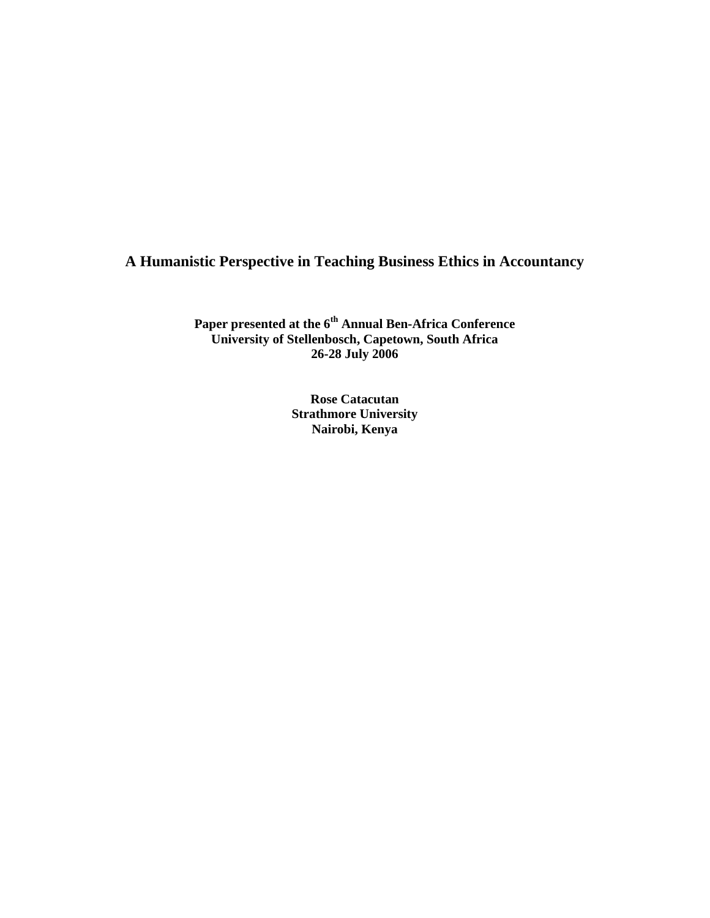# A Humanistic Perspective in Teaching Business Ethics in Accountancy

**Paper presented at the 6th Annual Ben-Africa Conference**
**University of Stellenbosch, Capetown, South Africa**
**26-28 July 2006**

**Rose Catacutan**
**Strathmore University**
**Nairobi, Kenya**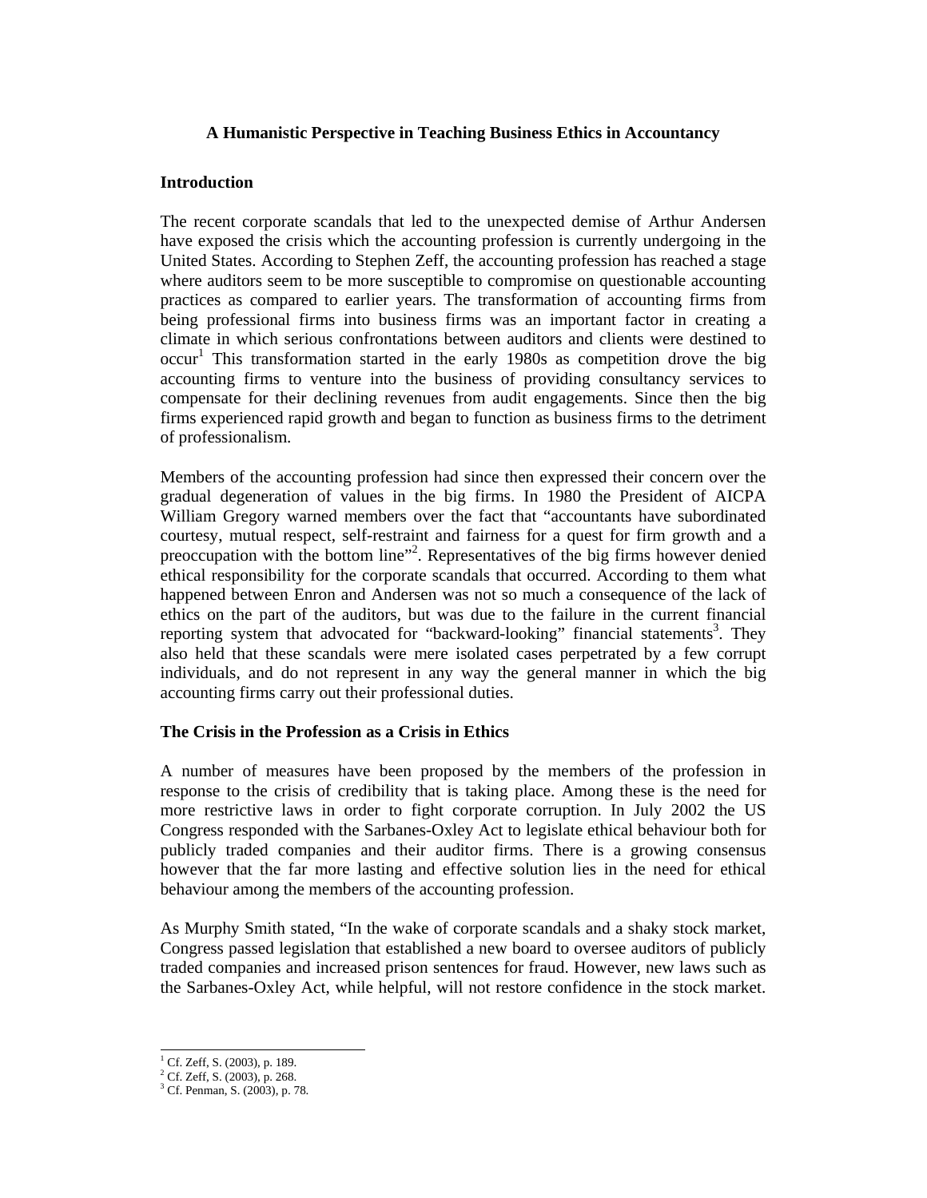**A Humanistic Perspective in Teaching Business Ethics in Accountancy**

## Introduction

The recent corporate scandals that led to the unexpected demise of Arthur Andersen have exposed the crisis which the accounting profession is currently undergoing in the United States. According to Stephen Zeff, the accounting profession has reached a stage where auditors seem to be more susceptible to compromise on questionable accounting practices as compared to earlier years. The transformation of accounting firms from being professional firms into business firms was an important factor in creating a climate in which serious confrontations between auditors and clients were destined to occur[1] This transformation started in the early 1980s as competition drove the big accounting firms to venture into the business of providing consultancy services to compensate for their declining revenues from audit engagements. Since then the big firms experienced rapid growth and began to function as business firms to the detriment of professionalism.

Members of the accounting profession had since then expressed their concern over the gradual degeneration of values in the big firms. In 1980 the President of AICPA William Gregory warned members over the fact that "accountants have subordinated courtesy, mutual respect, self-restraint and fairness for a quest for firm growth and a preoccupation with the bottom line"[2]. Representatives of the big firms however denied ethical responsibility for the corporate scandals that occurred. According to them what happened between Enron and Andersen was not so much a consequence of the lack of ethics on the part of the auditors, but was due to the failure in the current financial reporting system that advocated for "backward-looking" financial statements[3]. They also held that these scandals were mere isolated cases perpetrated by a few corrupt individuals, and do not represent in any way the general manner in which the big accounting firms carry out their professional duties.

## The Crisis in the Profession as a Crisis in Ethics

A number of measures have been proposed by the members of the profession in response to the crisis of credibility that is taking place. Among these is the need for more restrictive laws in order to fight corporate corruption. In July 2002 the US Congress responded with the Sarbanes-Oxley Act to legislate ethical behaviour both for publicly traded companies and their auditor firms. There is a growing consensus however that the far more lasting and effective solution lies in the need for ethical behaviour among the members of the accounting profession.

As Murphy Smith stated, "In the wake of corporate scandals and a shaky stock market, Congress passed legislation that established a new board to oversee auditors of publicly traded companies and increased prison sentences for fraud. However, new laws such as the Sarbanes-Oxley Act, while helpful, will not restore confidence in the stock market.

---

[1] Cf. Zeff, S. (2003), p. 189.
[2] Cf. Zeff, S. (2003), p. 268.
[3] Cf. Penman, S. (2003), p. 78.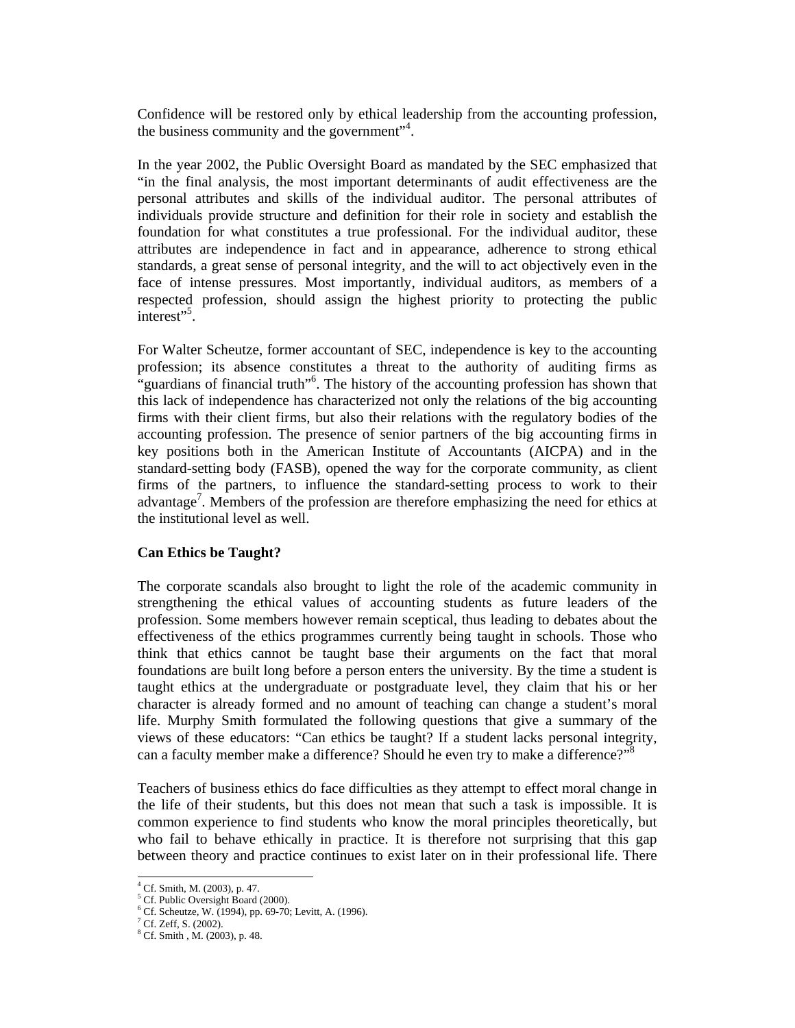Confidence will be restored only by ethical leadership from the accounting profession, the business community and the government"[4].

In the year 2002, the Public Oversight Board as mandated by the SEC emphasized that "in the final analysis, the most important determinants of audit effectiveness are the personal attributes and skills of the individual auditor. The personal attributes of individuals provide structure and definition for their role in society and establish the foundation for what constitutes a true professional. For the individual auditor, these attributes are independence in fact and in appearance, adherence to strong ethical standards, a great sense of personal integrity, and the will to act objectively even in the face of intense pressures. Most importantly, individual auditors, as members of a respected profession, should assign the highest priority to protecting the public interest"[5].

For Walter Scheutze, former accountant of SEC, independence is key to the accounting profession; its absence constitutes a threat to the authority of auditing firms as "guardians of financial truth"[6]. The history of the accounting profession has shown that this lack of independence has characterized not only the relations of the big accounting firms with their client firms, but also their relations with the regulatory bodies of the accounting profession. The presence of senior partners of the big accounting firms in key positions both in the American Institute of Accountants (AICPA) and in the standard-setting body (FASB), opened the way for the corporate community, as client firms of the partners, to influence the standard-setting process to work to their advantage[7]. Members of the profession are therefore emphasizing the need for ethics at the institutional level as well.

**Can Ethics be Taught?**

The corporate scandals also brought to light the role of the academic community in strengthening the ethical values of accounting students as future leaders of the profession. Some members however remain sceptical, thus leading to debates about the effectiveness of the ethics programmes currently being taught in schools. Those who think that ethics cannot be taught base their arguments on the fact that moral foundations are built long before a person enters the university. By the time a student is taught ethics at the undergraduate or postgraduate level, they claim that his or her character is already formed and no amount of teaching can change a student's moral life. Murphy Smith formulated the following questions that give a summary of the views of these educators: "Can ethics be taught? If a student lacks personal integrity, can a faculty member make a difference? Should he even try to make a difference?"[8]

Teachers of business ethics do face difficulties as they attempt to effect moral change in the life of their students, but this does not mean that such a task is impossible. It is common experience to find students who know the moral principles theoretically, but who fail to behave ethically in practice. It is therefore not surprising that this gap between theory and practice continues to exist later on in their professional life. There

---

[4] Cf. Smith, M. (2003), p. 47.
[5] Cf. Public Oversight Board (2000).
[6] Cf. Scheutze, W. (1994), pp. 69-70; Levitt, A. (1996).
[7] Cf. Zeff, S. (2002).
[8] Cf. Smith , M. (2003), p. 48.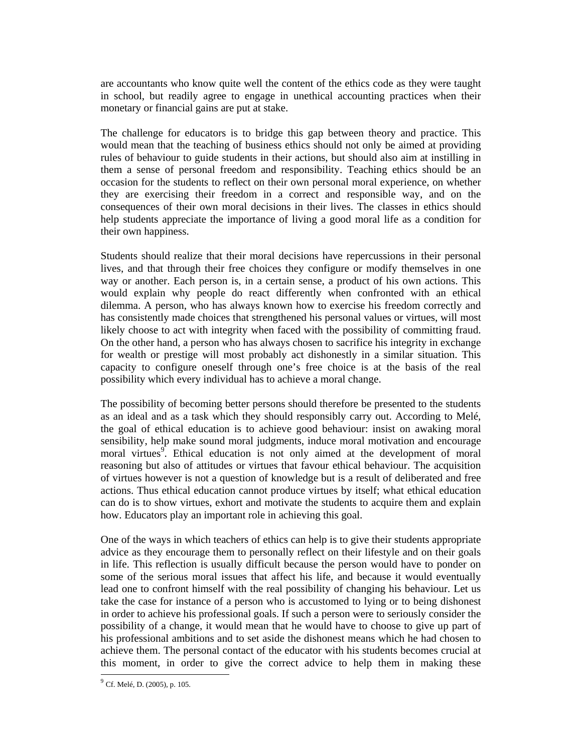are accountants who know quite well the content of the ethics code as they were taught in school, but readily agree to engage in unethical accounting practices when their monetary or financial gains are put at stake.

The challenge for educators is to bridge this gap between theory and practice. This would mean that the teaching of business ethics should not only be aimed at providing rules of behaviour to guide students in their actions, but should also aim at instilling in them a sense of personal freedom and responsibility. Teaching ethics should be an occasion for the students to reflect on their own personal moral experience, on whether they are exercising their freedom in a correct and responsible way, and on the consequences of their own moral decisions in their lives. The classes in ethics should help students appreciate the importance of living a good moral life as a condition for their own happiness.

Students should realize that their moral decisions have repercussions in their personal lives, and that through their free choices they configure or modify themselves in one way or another. Each person is, in a certain sense, a product of his own actions. This would explain why people do react differently when confronted with an ethical dilemma. A person, who has always known how to exercise his freedom correctly and has consistently made choices that strengthened his personal values or virtues, will most likely choose to act with integrity when faced with the possibility of committing fraud. On the other hand, a person who has always chosen to sacrifice his integrity in exchange for wealth or prestige will most probably act dishonestly in a similar situation. This capacity to configure oneself through one's free choice is at the basis of the real possibility which every individual has to achieve a moral change.

The possibility of becoming better persons should therefore be presented to the students as an ideal and as a task which they should responsibly carry out. According to Melé, the goal of ethical education is to achieve good behaviour: insist on awaking moral sensibility, help make sound moral judgments, induce moral motivation and encourage moral virtues[9]. Ethical education is not only aimed at the development of moral reasoning but also of attitudes or virtues that favour ethical behaviour. The acquisition of virtues however is not a question of knowledge but is a result of deliberated and free actions. Thus ethical education cannot produce virtues by itself; what ethical education can do is to show virtues, exhort and motivate the students to acquire them and explain how. Educators play an important role in achieving this goal.

One of the ways in which teachers of ethics can help is to give their students appropriate advice as they encourage them to personally reflect on their lifestyle and on their goals in life. This reflection is usually difficult because the person would have to ponder on some of the serious moral issues that affect his life, and because it would eventually lead one to confront himself with the real possibility of changing his behaviour. Let us take the case for instance of a person who is accustomed to lying or to being dishonest in order to achieve his professional goals. If such a person were to seriously consider the possibility of a change, it would mean that he would have to choose to give up part of his professional ambitions and to set aside the dishonest means which he had chosen to achieve them. The personal contact of the educator with his students becomes crucial at this moment, in order to give the correct advice to help them in making these

[9] Cf. Melé, D. (2005), p. 105.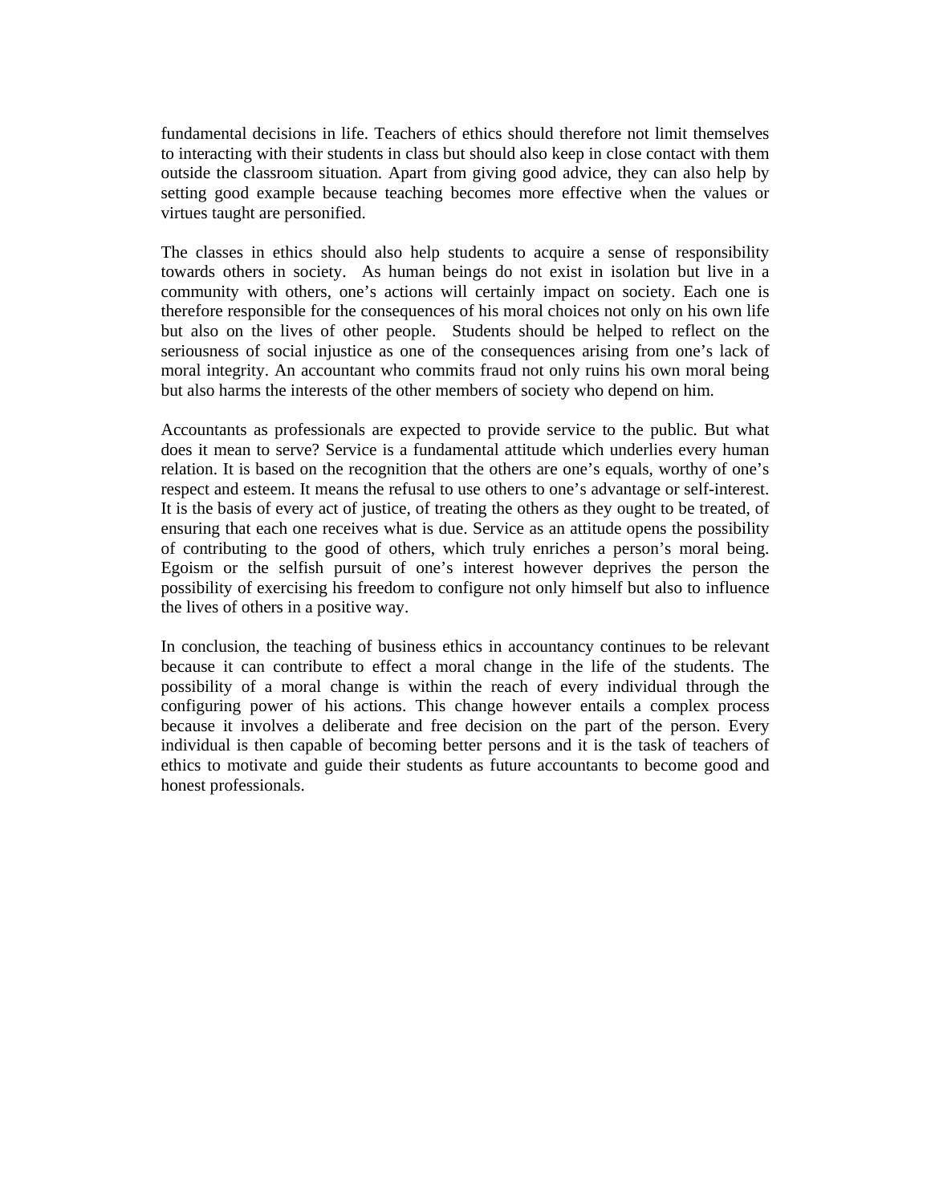fundamental decisions in life. Teachers of ethics should therefore not limit themselves to interacting with their students in class but should also keep in close contact with them outside the classroom situation. Apart from giving good advice, they can also help by setting good example because teaching becomes more effective when the values or virtues taught are personified.

The classes in ethics should also help students to acquire a sense of responsibility towards others in society. As human beings do not exist in isolation but live in a community with others, one's actions will certainly impact on society. Each one is therefore responsible for the consequences of his moral choices not only on his own life but also on the lives of other people. Students should be helped to reflect on the seriousness of social injustice as one of the consequences arising from one's lack of moral integrity. An accountant who commits fraud not only ruins his own moral being but also harms the interests of the other members of society who depend on him.

Accountants as professionals are expected to provide service to the public. But what does it mean to serve? Service is a fundamental attitude which underlies every human relation. It is based on the recognition that the others are one's equals, worthy of one's respect and esteem. It means the refusal to use others to one's advantage or self-interest. It is the basis of every act of justice, of treating the others as they ought to be treated, of ensuring that each one receives what is due. Service as an attitude opens the possibility of contributing to the good of others, which truly enriches a person's moral being. Egoism or the selfish pursuit of one's interest however deprives the person the possibility of exercising his freedom to configure not only himself but also to influence the lives of others in a positive way.

In conclusion, the teaching of business ethics in accountancy continues to be relevant because it can contribute to effect a moral change in the life of the students. The possibility of a moral change is within the reach of every individual through the configuring power of his actions. This change however entails a complex process because it involves a deliberate and free decision on the part of the person. Every individual is then capable of becoming better persons and it is the task of teachers of ethics to motivate and guide their students as future accountants to become good and honest professionals.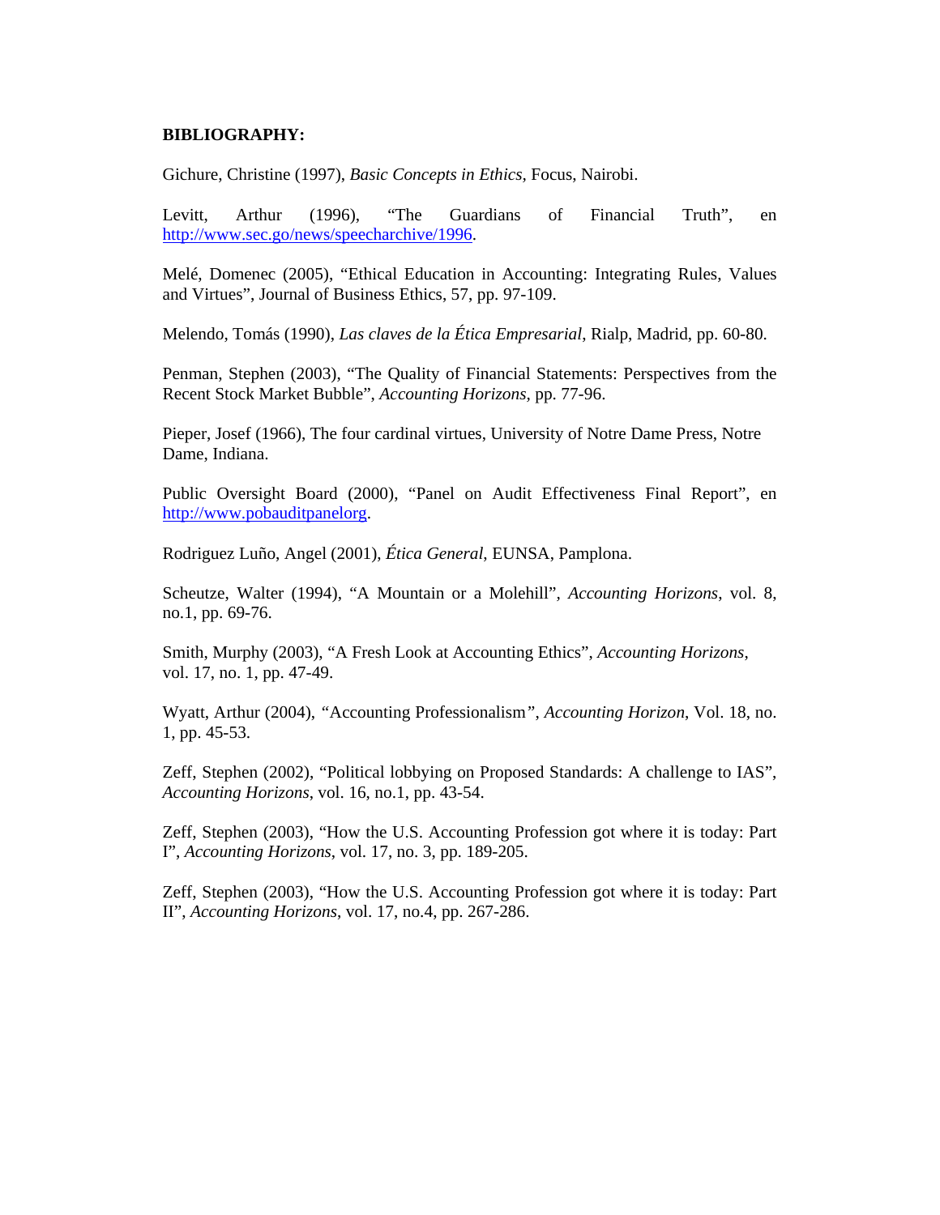**BIBLIOGRAPHY:**

Gichure, Christine (1997), *Basic Concepts in Ethics*, Focus, Nairobi.

Levitt, Arthur (1996), "The Guardians of Financial Truth", en http://www.sec.go/news/speecharchive/1996.

Melé, Domenec (2005), "Ethical Education in Accounting: Integrating Rules, Values and Virtues", Journal of Business Ethics, 57, pp. 97-109.

Melendo, Tomás (1990), *Las claves de la Ética Empresarial*, Rialp, Madrid, pp. 60-80.

Penman, Stephen (2003), "The Quality of Financial Statements: Perspectives from the Recent Stock Market Bubble", *Accounting Horizons*, pp. 77-96.

Pieper, Josef (1966), The four cardinal virtues, University of Notre Dame Press, Notre Dame, Indiana.

Public Oversight Board (2000), "Panel on Audit Effectiveness Final Report", en http://www.pobauditpanelorg.

Rodriguez Luño, Angel (2001), *Ética General*, EUNSA, Pamplona.

Scheutze, Walter (1994), "A Mountain or a Molehill", *Accounting Horizons*, vol. 8, no.1, pp. 69-76.

Smith, Murphy (2003), "A Fresh Look at Accounting Ethics", *Accounting Horizons*, vol. 17, no. 1, pp. 47-49.

Wyatt, Arthur (2004), "Accounting Professionalism", *Accounting Horizon*, Vol. 18, no. 1, pp. 45-53.

Zeff, Stephen (2002), "Political lobbying on Proposed Standards: A challenge to IAS", *Accounting Horizons*, vol. 16, no.1, pp. 43-54.

Zeff, Stephen (2003), "How the U.S. Accounting Profession got where it is today: Part I", *Accounting Horizons*, vol. 17, no. 3, pp. 189-205.

Zeff, Stephen (2003), "How the U.S. Accounting Profession got where it is today: Part II", *Accounting Horizons*, vol. 17, no.4, pp. 267-286.